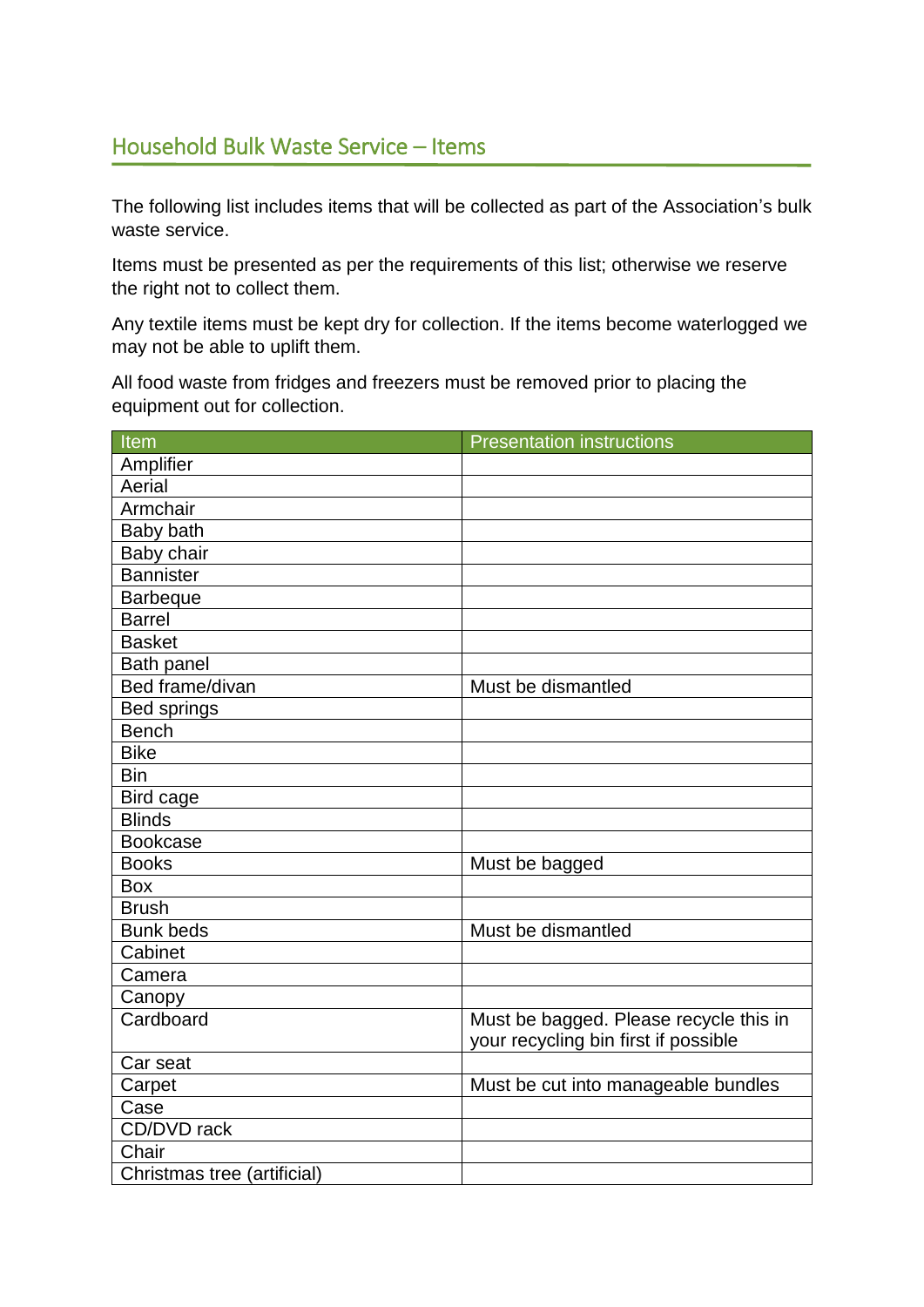## Household Bulk Waste Service – Items

The following list includes items that will be collected as part of the Association's bulk waste service.

Items must be presented as per the requirements of this list; otherwise we reserve the right not to collect them.

Any textile items must be kept dry for collection. If the items become waterlogged we may not be able to uplift them.

All food waste from fridges and freezers must be removed prior to placing the equipment out for collection.

| Item | Presentation instructions |
|---|---|
| Amplifier | |
| Aerial | |
| Armchair | |
| Baby bath | |
| Baby chair | |
| Bannister | |
| Barbeque | |
| Barrel | |
| Basket | |
| Bath panel | |
| Bed frame/divan | Must be dismantled |
| Bed springs | |
| Bench | |
| Bike | |
| Bin | |
| Bird cage | |
| Blinds | |
| Bookcase | |
| Books | Must be bagged |
| Box | |
| Brush | |
| Bunk beds | Must be dismantled |
| Cabinet | |
| Camera | |
| Canopy | |
| Cardboard | Must be bagged. Please recycle this in your recycling bin first if possible |
| Car seat | |
| Carpet | Must be cut into manageable bundles |
| Case | |
| CD/DVD rack | |
| Chair | |
| Christmas tree (artificial) | |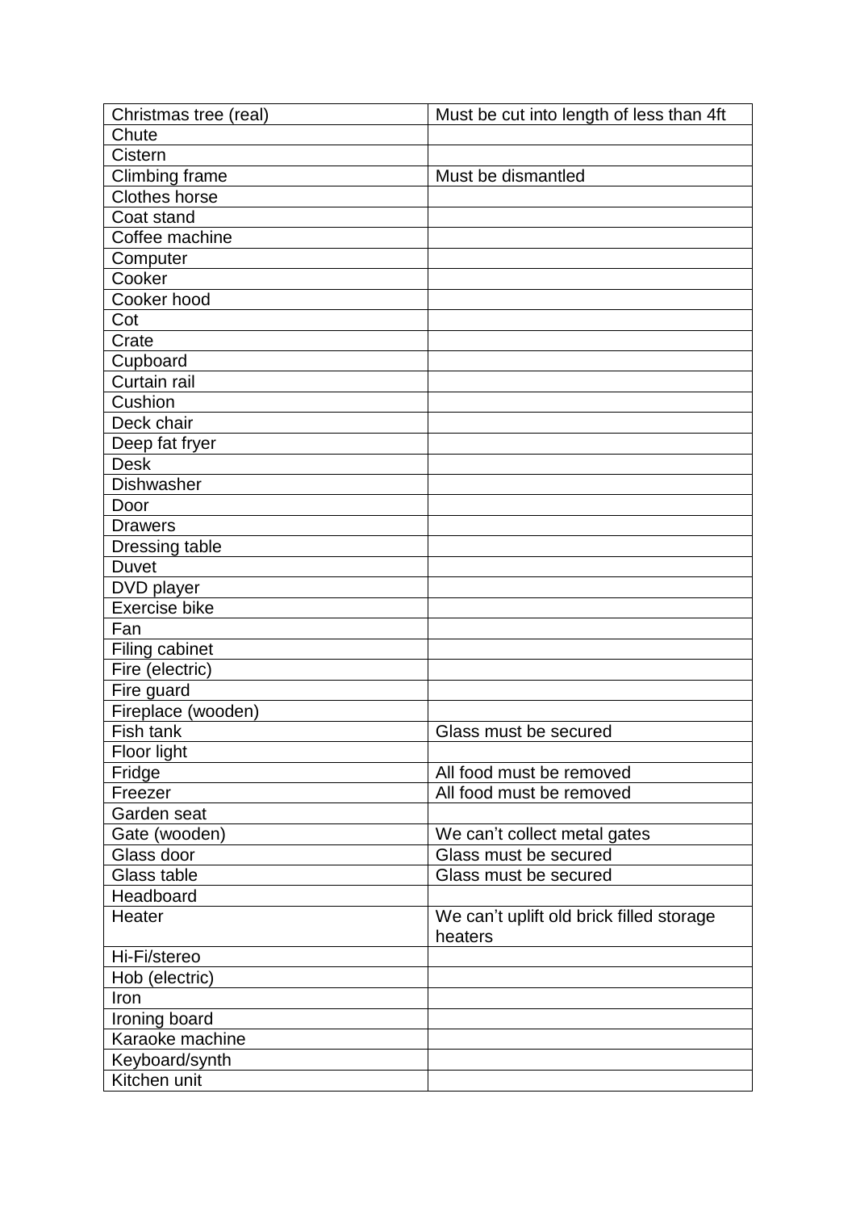| Christmas tree (real) | Must be cut into length of less than 4ft |
|---|---|
| Chute | |
| Cistern | |
| Climbing frame | Must be dismantled |
| Clothes horse | |
| Coat stand | |
| Coffee machine | |
| Computer | |
| Cooker | |
| Cooker hood | |
| Cot | |
| Crate | |
| Cupboard | |
| Curtain rail | |
| Cushion | |
| Deck chair | |
| Deep fat fryer | |
| Desk | |
| Dishwasher | |
| Door | |
| Drawers | |
| Dressing table | |
| Duvet | |
| DVD player | |
| Exercise bike | |
| Fan | |
| Filing cabinet | |
| Fire (electric) | |
| Fire guard | |
| Fireplace (wooden) | |
| Fish tank | Glass must be secured |
| Floor light | |
| Fridge | All food must be removed |
| Freezer | All food must be removed |
| Garden seat | |
| Gate (wooden) | We can't collect metal gates |
| Glass door | Glass must be secured |
| Glass table | Glass must be secured |
| Headboard | |
| Heater | We can't uplift old brick filled storage heaters |
| Hi-Fi/stereo | |
| Hob (electric) | |
| Iron | |
| Ironing board | |
| Karaoke machine | |
| Keyboard/synth | |
| Kitchen unit | |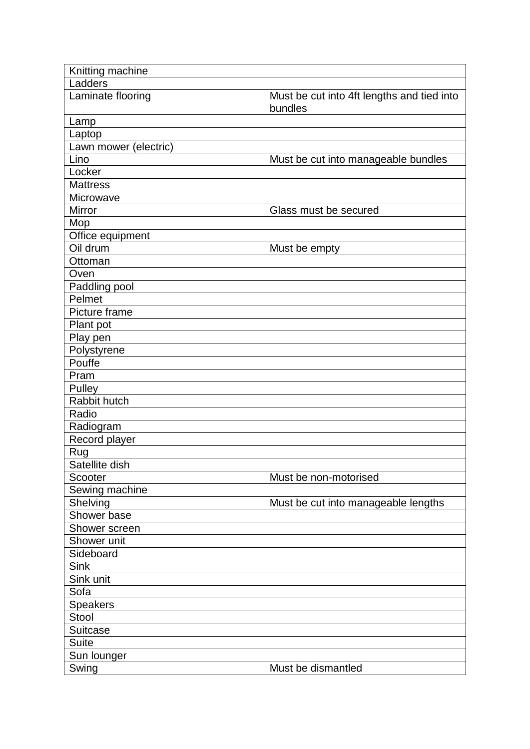| | |
|---|---|
| Knitting machine | |
| Ladders | |
| Laminate flooring | Must be cut into 4ft lengths and tied into bundles |
| Lamp | |
| Laptop | |
| Lawn mower (electric) | |
| Lino | Must be cut into manageable bundles |
| Locker | |
| Mattress | |
| Microwave | |
| Mirror | Glass must be secured |
| Mop | |
| Office equipment | |
| Oil drum | Must be empty |
| Ottoman | |
| Oven | |
| Paddling pool | |
| Pelmet | |
| Picture frame | |
| Plant pot | |
| Play pen | |
| Polystyrene | |
| Pouffe | |
| Pram | |
| Pulley | |
| Rabbit hutch | |
| Radio | |
| Radiogram | |
| Record player | |
| Rug | |
| Satellite dish | |
| Scooter | Must be non-motorised |
| Sewing machine | |
| Shelving | Must be cut into manageable lengths |
| Shower base | |
| Shower screen | |
| Shower unit | |
| Sideboard | |
| Sink | |
| Sink unit | |
| Sofa | |
| Speakers | |
| Stool | |
| Suitcase | |
| Suite | |
| Sun lounger | |
| Swing | Must be dismantled |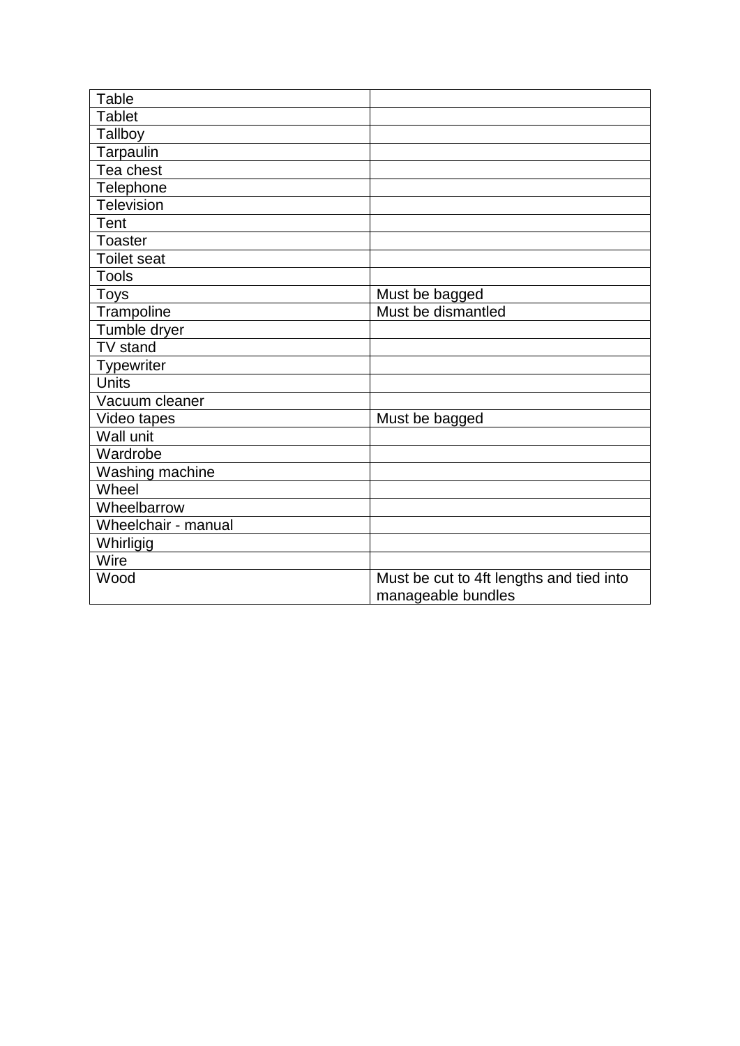| | |
|---|---|
| Table | |
| Tablet | |
| Tallboy | |
| Tarpaulin | |
| Tea chest | |
| Telephone | |
| Television | |
| Tent | |
| Toaster | |
| Toilet seat | |
| Tools | |
| Toys | Must be bagged |
| Trampoline | Must be dismantled |
| Tumble dryer | |
| TV stand | |
| Typewriter | |
| Units | |
| Vacuum cleaner | |
| Video tapes | Must be bagged |
| Wall unit | |
| Wardrobe | |
| Washing machine | |
| Wheel | |
| Wheelbarrow | |
| Wheelchair - manual | |
| Whirligig | |
| Wire | |
| Wood | Must be cut to 4ft lengths and tied into manageable bundles |